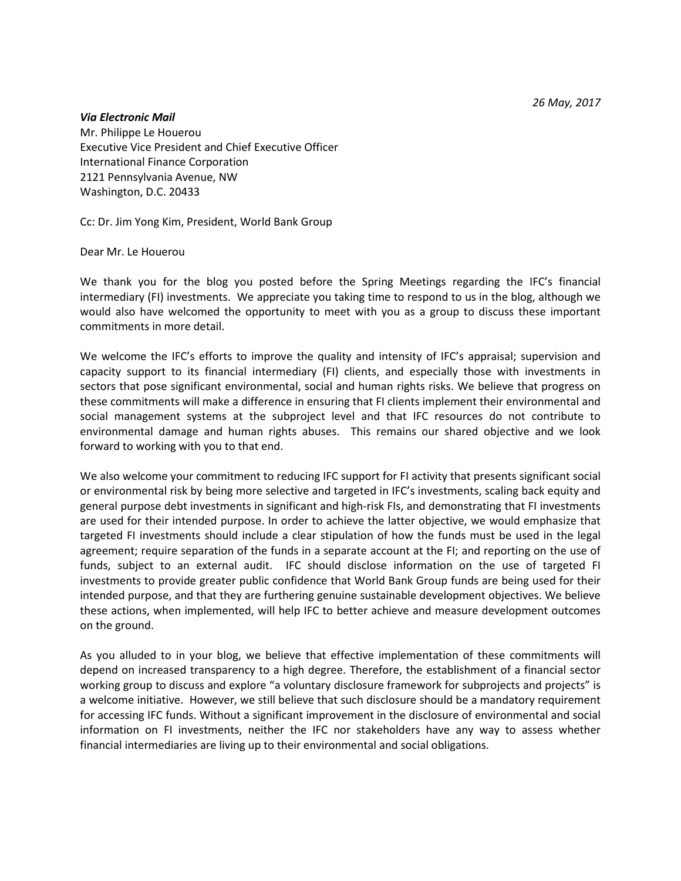*26 May, 2017*

***Via Electronic Mail***
Mr. Philippe Le Houerou
Executive Vice President and Chief Executive Officer
International Finance Corporation
2121 Pennsylvania Avenue, NW
Washington, D.C. 20433

Cc: Dr. Jim Yong Kim, President, World Bank Group

Dear Mr. Le Houerou

We thank you for the blog you posted before the Spring Meetings regarding the IFC's financial intermediary (FI) investments. We appreciate you taking time to respond to us in the blog, although we would also have welcomed the opportunity to meet with you as a group to discuss these important commitments in more detail.

We welcome the IFC's efforts to improve the quality and intensity of IFC's appraisal; supervision and capacity support to its financial intermediary (FI) clients, and especially those with investments in sectors that pose significant environmental, social and human rights risks. We believe that progress on these commitments will make a difference in ensuring that FI clients implement their environmental and social management systems at the subproject level and that IFC resources do not contribute to environmental damage and human rights abuses. This remains our shared objective and we look forward to working with you to that end.

We also welcome your commitment to reducing IFC support for FI activity that presents significant social or environmental risk by being more selective and targeted in IFC's investments, scaling back equity and general purpose debt investments in significant and high-risk FIs, and demonstrating that FI investments are used for their intended purpose. In order to achieve the latter objective, we would emphasize that targeted FI investments should include a clear stipulation of how the funds must be used in the legal agreement; require separation of the funds in a separate account at the FI; and reporting on the use of funds, subject to an external audit. IFC should disclose information on the use of targeted FI investments to provide greater public confidence that World Bank Group funds are being used for their intended purpose, and that they are furthering genuine sustainable development objectives. We believe these actions, when implemented, will help IFC to better achieve and measure development outcomes on the ground.

As you alluded to in your blog, we believe that effective implementation of these commitments will depend on increased transparency to a high degree. Therefore, the establishment of a financial sector working group to discuss and explore "a voluntary disclosure framework for subprojects and projects" is a welcome initiative. However, we still believe that such disclosure should be a mandatory requirement for accessing IFC funds. Without a significant improvement in the disclosure of environmental and social information on FI investments, neither the IFC nor stakeholders have any way to assess whether financial intermediaries are living up to their environmental and social obligations.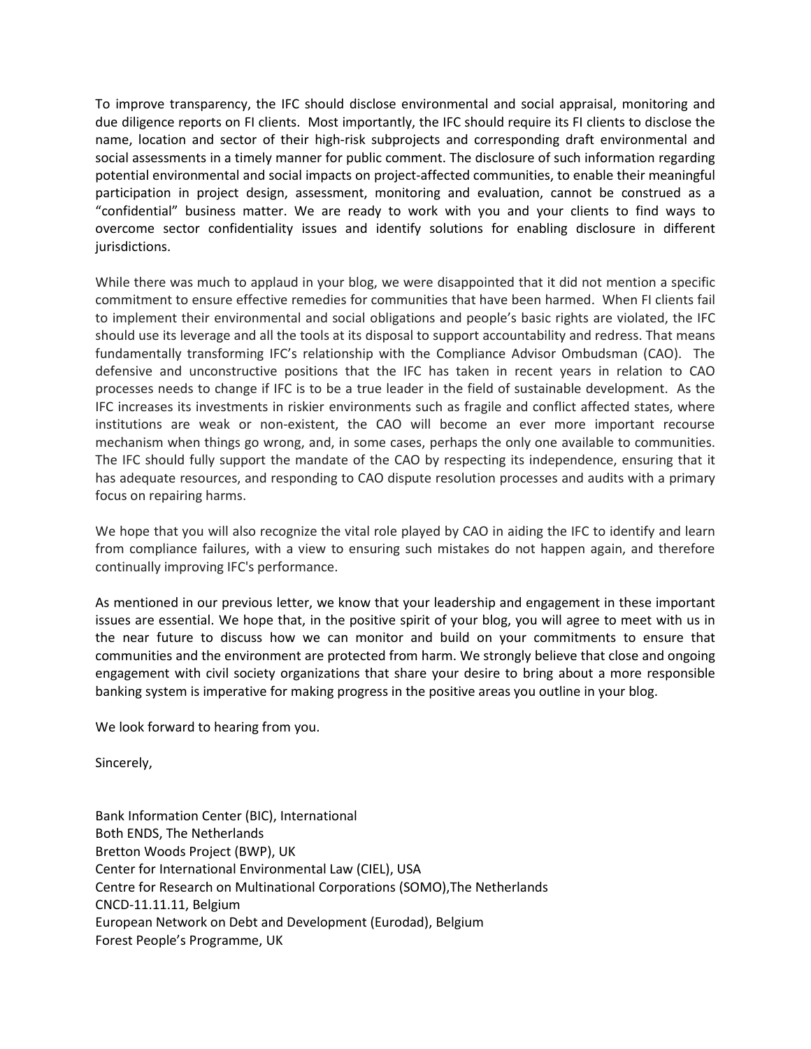To improve transparency, the IFC should disclose environmental and social appraisal, monitoring and due diligence reports on FI clients. Most importantly, the IFC should require its FI clients to disclose the name, location and sector of their high-risk subprojects and corresponding draft environmental and social assessments in a timely manner for public comment. The disclosure of such information regarding potential environmental and social impacts on project-affected communities, to enable their meaningful participation in project design, assessment, monitoring and evaluation, cannot be construed as a "confidential" business matter. We are ready to work with you and your clients to find ways to overcome sector confidentiality issues and identify solutions for enabling disclosure in different jurisdictions.

While there was much to applaud in your blog, we were disappointed that it did not mention a specific commitment to ensure effective remedies for communities that have been harmed. When FI clients fail to implement their environmental and social obligations and people's basic rights are violated, the IFC should use its leverage and all the tools at its disposal to support accountability and redress. That means fundamentally transforming IFC's relationship with the Compliance Advisor Ombudsman (CAO). The defensive and unconstructive positions that the IFC has taken in recent years in relation to CAO processes needs to change if IFC is to be a true leader in the field of sustainable development. As the IFC increases its investments in riskier environments such as fragile and conflict affected states, where institutions are weak or non-existent, the CAO will become an ever more important recourse mechanism when things go wrong, and, in some cases, perhaps the only one available to communities. The IFC should fully support the mandate of the CAO by respecting its independence, ensuring that it has adequate resources, and responding to CAO dispute resolution processes and audits with a primary focus on repairing harms.

We hope that you will also recognize the vital role played by CAO in aiding the IFC to identify and learn from compliance failures, with a view to ensuring such mistakes do not happen again, and therefore continually improving IFC's performance.

As mentioned in our previous letter, we know that your leadership and engagement in these important issues are essential. We hope that, in the positive spirit of your blog, you will agree to meet with us in the near future to discuss how we can monitor and build on your commitments to ensure that communities and the environment are protected from harm. We strongly believe that close and ongoing engagement with civil society organizations that share your desire to bring about a more responsible banking system is imperative for making progress in the positive areas you outline in your blog.

We look forward to hearing from you.

Sincerely,

Bank Information Center (BIC), International
Both ENDS, The Netherlands
Bretton Woods Project (BWP), UK
Center for International Environmental Law (CIEL), USA
Centre for Research on Multinational Corporations (SOMO),The Netherlands
CNCD-11.11.11, Belgium
European Network on Debt and Development (Eurodad), Belgium
Forest People's Programme, UK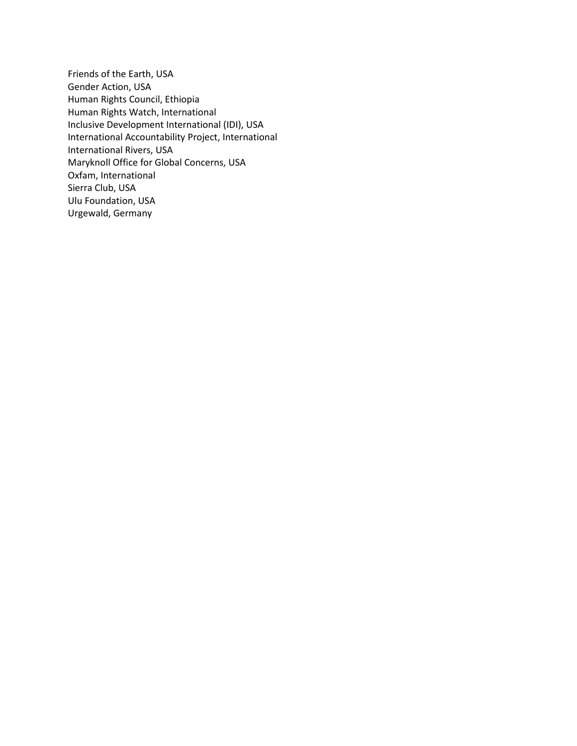Friends of the Earth, USA
Gender Action, USA
Human Rights Council, Ethiopia
Human Rights Watch, International
Inclusive Development International (IDI), USA
International Accountability Project, International
International Rivers, USA
Maryknoll Office for Global Concerns, USA
Oxfam, International
Sierra Club, USA
Ulu Foundation, USA
Urgewald, Germany